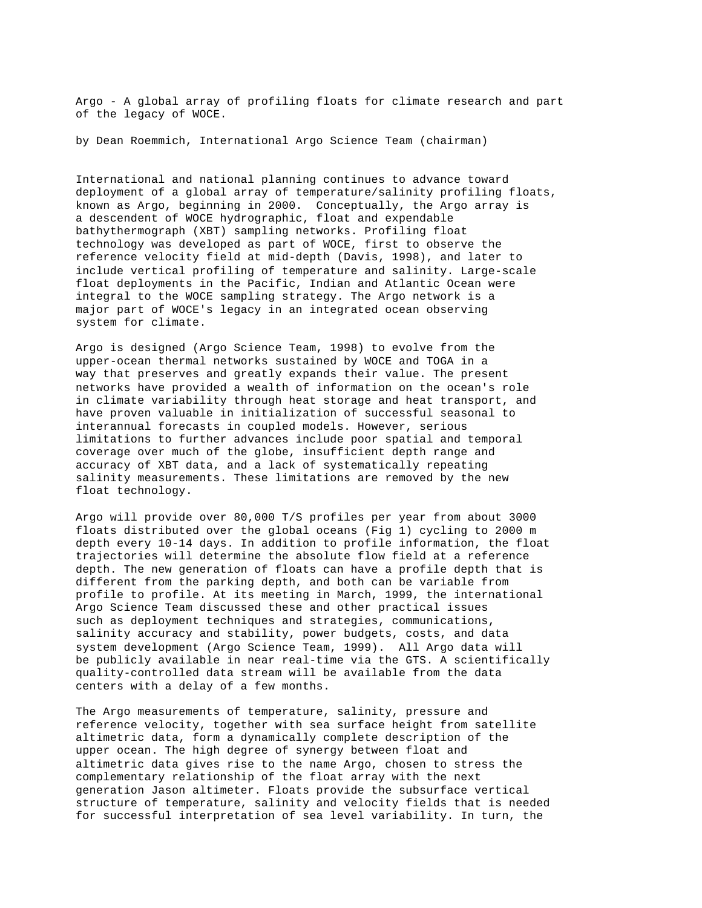Argo - A global array of profiling floats for climate research and part of the legacy of WOCE.

by Dean Roemmich, International Argo Science Team (chairman)

International and national planning continues to advance toward deployment of a global array of temperature/salinity profiling floats, known as Argo, beginning in 2000. Conceptually, the Argo array is a descendent of WOCE hydrographic, float and expendable bathythermograph (XBT) sampling networks. Profiling float technology was developed as part of WOCE, first to observe the reference velocity field at mid-depth (Davis, 1998), and later to include vertical profiling of temperature and salinity. Large-scale float deployments in the Pacific, Indian and Atlantic Ocean were integral to the WOCE sampling strategy. The Argo network is a major part of WOCE's legacy in an integrated ocean observing system for climate.

Argo is designed (Argo Science Team, 1998) to evolve from the upper-ocean thermal networks sustained by WOCE and TOGA in a way that preserves and greatly expands their value. The present networks have provided a wealth of information on the ocean's role in climate variability through heat storage and heat transport, and have proven valuable in initialization of successful seasonal to interannual forecasts in coupled models. However, serious limitations to further advances include poor spatial and temporal coverage over much of the globe, insufficient depth range and accuracy of XBT data, and a lack of systematically repeating salinity measurements. These limitations are removed by the new float technology.

Argo will provide over 80,000 T/S profiles per year from about 3000 floats distributed over the global oceans (Fig 1) cycling to 2000 m depth every 10-14 days. In addition to profile information, the float trajectories will determine the absolute flow field at a reference depth. The new generation of floats can have a profile depth that is different from the parking depth, and both can be variable from profile to profile. At its meeting in March, 1999, the international Argo Science Team discussed these and other practical issues such as deployment techniques and strategies, communications, salinity accuracy and stability, power budgets, costs, and data system development (Argo Science Team, 1999). All Argo data will be publicly available in near real-time via the GTS. A scientifically quality-controlled data stream will be available from the data centers with a delay of a few months.

The Argo measurements of temperature, salinity, pressure and reference velocity, together with sea surface height from satellite altimetric data, form a dynamically complete description of the upper ocean. The high degree of synergy between float and altimetric data gives rise to the name Argo, chosen to stress the complementary relationship of the float array with the next generation Jason altimeter. Floats provide the subsurface vertical structure of temperature, salinity and velocity fields that is needed for successful interpretation of sea level variability. In turn, the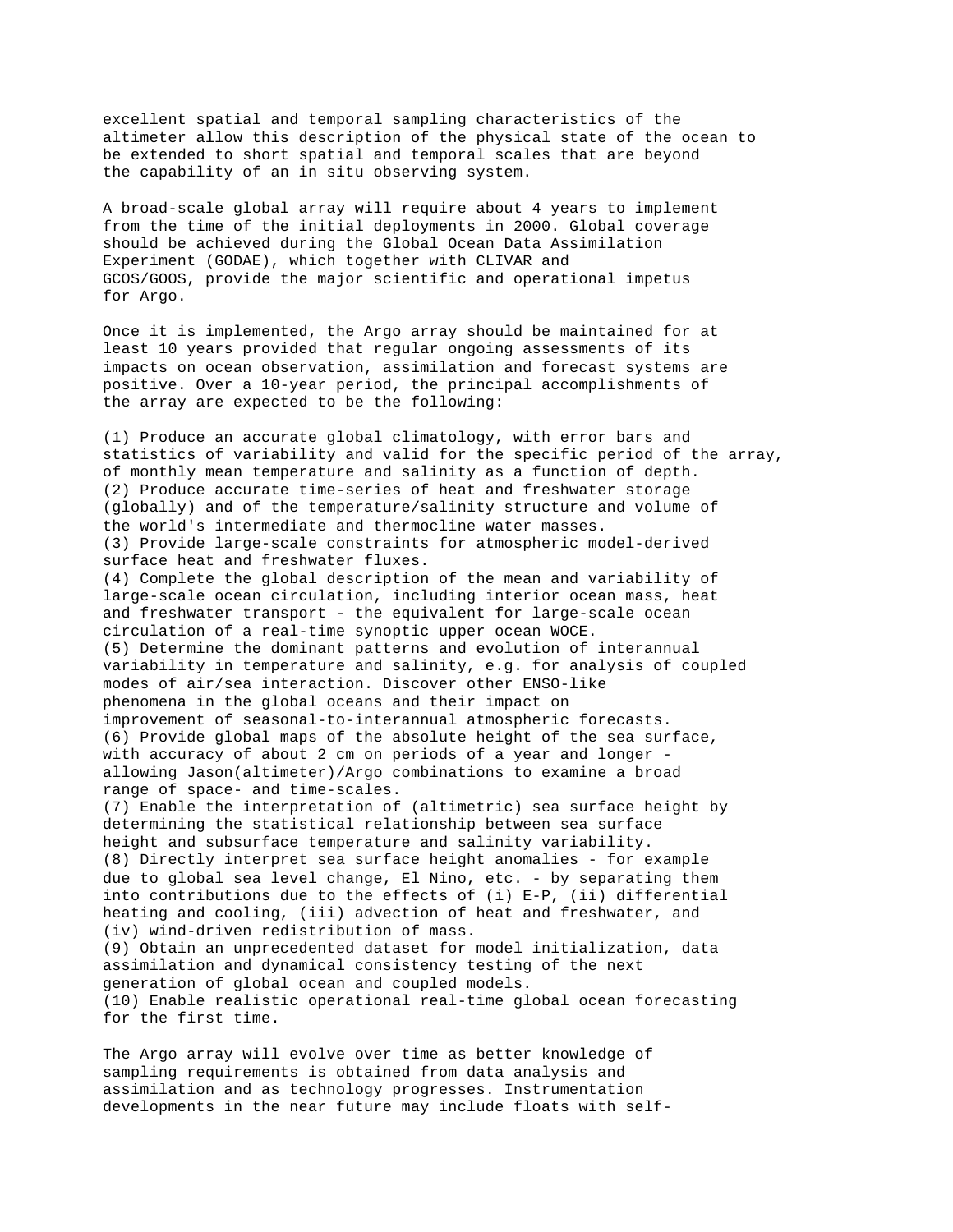excellent spatial and temporal sampling characteristics of the altimeter allow this description of the physical state of the ocean to be extended to short spatial and temporal scales that are beyond the capability of an in situ observing system.

A broad-scale global array will require about 4 years to implement from the time of the initial deployments in 2000. Global coverage should be achieved during the Global Ocean Data Assimilation Experiment (GODAE), which together with CLIVAR and GCOS/GOOS, provide the major scientific and operational impetus for Argo.

Once it is implemented, the Argo array should be maintained for at least 10 years provided that regular ongoing assessments of its impacts on ocean observation, assimilation and forecast systems are positive. Over a 10-year period, the principal accomplishments of the array are expected to be the following:

(1) Produce an accurate global climatology, with error bars and statistics of variability and valid for the specific period of the array, of monthly mean temperature and salinity as a function of depth.
(2) Produce accurate time-series of heat and freshwater storage (globally) and of the temperature/salinity structure and volume of the world's intermediate and thermocline water masses.
(3) Provide large-scale constraints for atmospheric model-derived surface heat and freshwater fluxes.
(4) Complete the global description of the mean and variability of large-scale ocean circulation, including interior ocean mass, heat and freshwater transport - the equivalent for large-scale ocean circulation of a real-time synoptic upper ocean WOCE.
(5) Determine the dominant patterns and evolution of interannual variability in temperature and salinity, e.g. for analysis of coupled modes of air/sea interaction. Discover other ENSO-like phenomena in the global oceans and their impact on improvement of seasonal-to-interannual atmospheric forecasts.
(6) Provide global maps of the absolute height of the sea surface, with accuracy of about 2 cm on periods of a year and longer - allowing Jason(altimeter)/Argo combinations to examine a broad range of space- and time-scales.
(7) Enable the interpretation of (altimetric) sea surface height by determining the statistical relationship between sea surface height and subsurface temperature and salinity variability.
(8) Directly interpret sea surface height anomalies - for example due to global sea level change, El Nino, etc. - by separating them into contributions due to the effects of (i) E-P, (ii) differential heating and cooling, (iii) advection of heat and freshwater, and (iv) wind-driven redistribution of mass.
(9) Obtain an unprecedented dataset for model initialization, data assimilation and dynamical consistency testing of the next generation of global ocean and coupled models.
(10) Enable realistic operational real-time global ocean forecasting for the first time.

The Argo array will evolve over time as better knowledge of sampling requirements is obtained from data analysis and assimilation and as technology progresses. Instrumentation developments in the near future may include floats with self-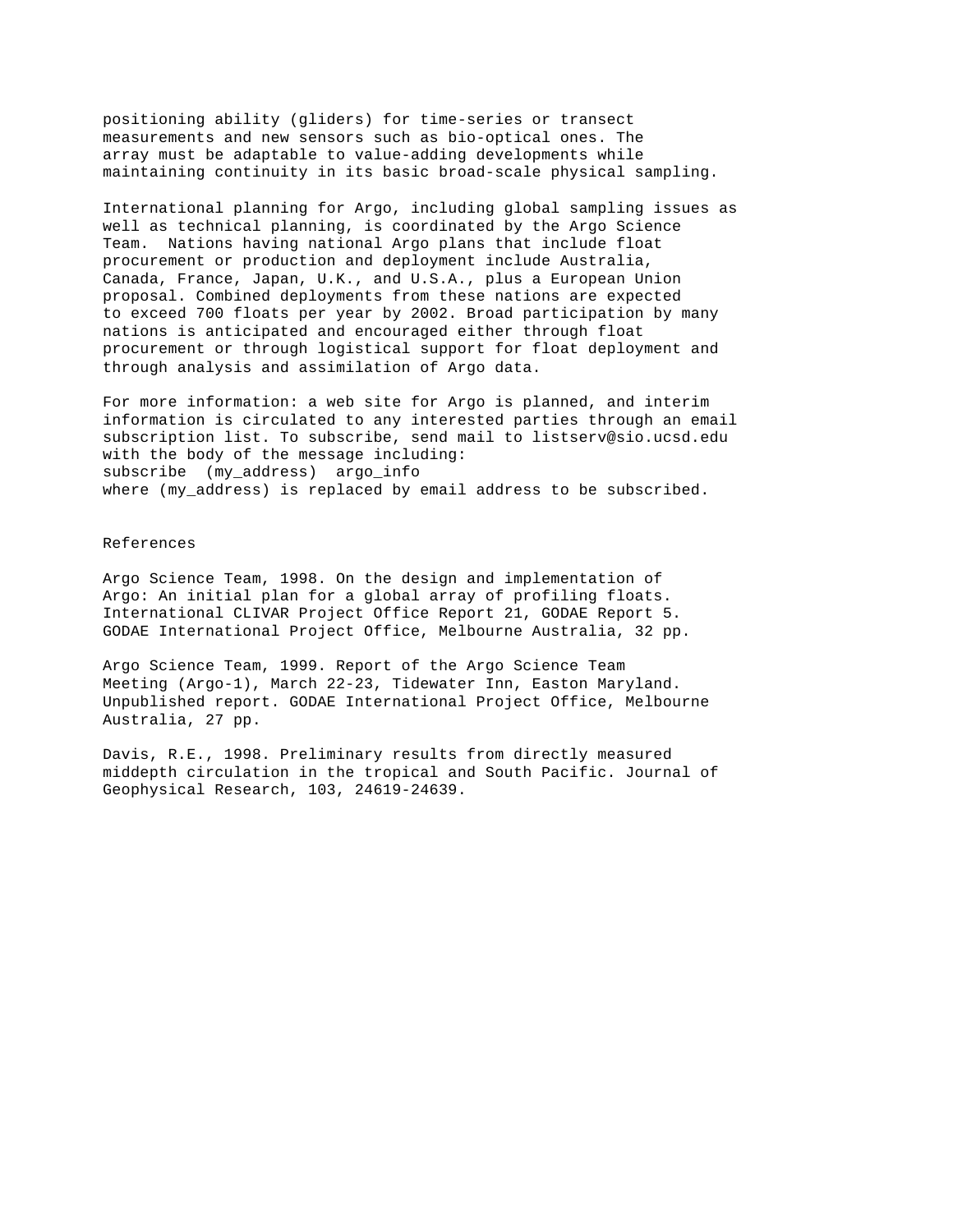positioning ability (gliders) for time-series or transect measurements and new sensors such as bio-optical ones. The array must be adaptable to value-adding developments while maintaining continuity in its basic broad-scale physical sampling.

International planning for Argo, including global sampling issues as well as technical planning, is coordinated by the Argo Science Team. Nations having national Argo plans that include float procurement or production and deployment include Australia, Canada, France, Japan, U.K., and U.S.A., plus a European Union proposal. Combined deployments from these nations are expected to exceed 700 floats per year by 2002. Broad participation by many nations is anticipated and encouraged either through float procurement or through logistical support for float deployment and through analysis and assimilation of Argo data.

For more information: a web site for Argo is planned, and interim information is circulated to any interested parties through an email subscription list. To subscribe, send mail to listserv@sio.ucsd.edu with the body of the message including:
subscribe (my_address) argo_info
where (my_address) is replaced by email address to be subscribed.

## References

Argo Science Team, 1998. On the design and implementation of Argo: An initial plan for a global array of profiling floats. International CLIVAR Project Office Report 21, GODAE Report 5. GODAE International Project Office, Melbourne Australia, 32 pp.

Argo Science Team, 1999. Report of the Argo Science Team Meeting (Argo-1), March 22-23, Tidewater Inn, Easton Maryland. Unpublished report. GODAE International Project Office, Melbourne Australia, 27 pp.

Davis, R.E., 1998. Preliminary results from directly measured middepth circulation in the tropical and South Pacific. Journal of Geophysical Research, 103, 24619-24639.